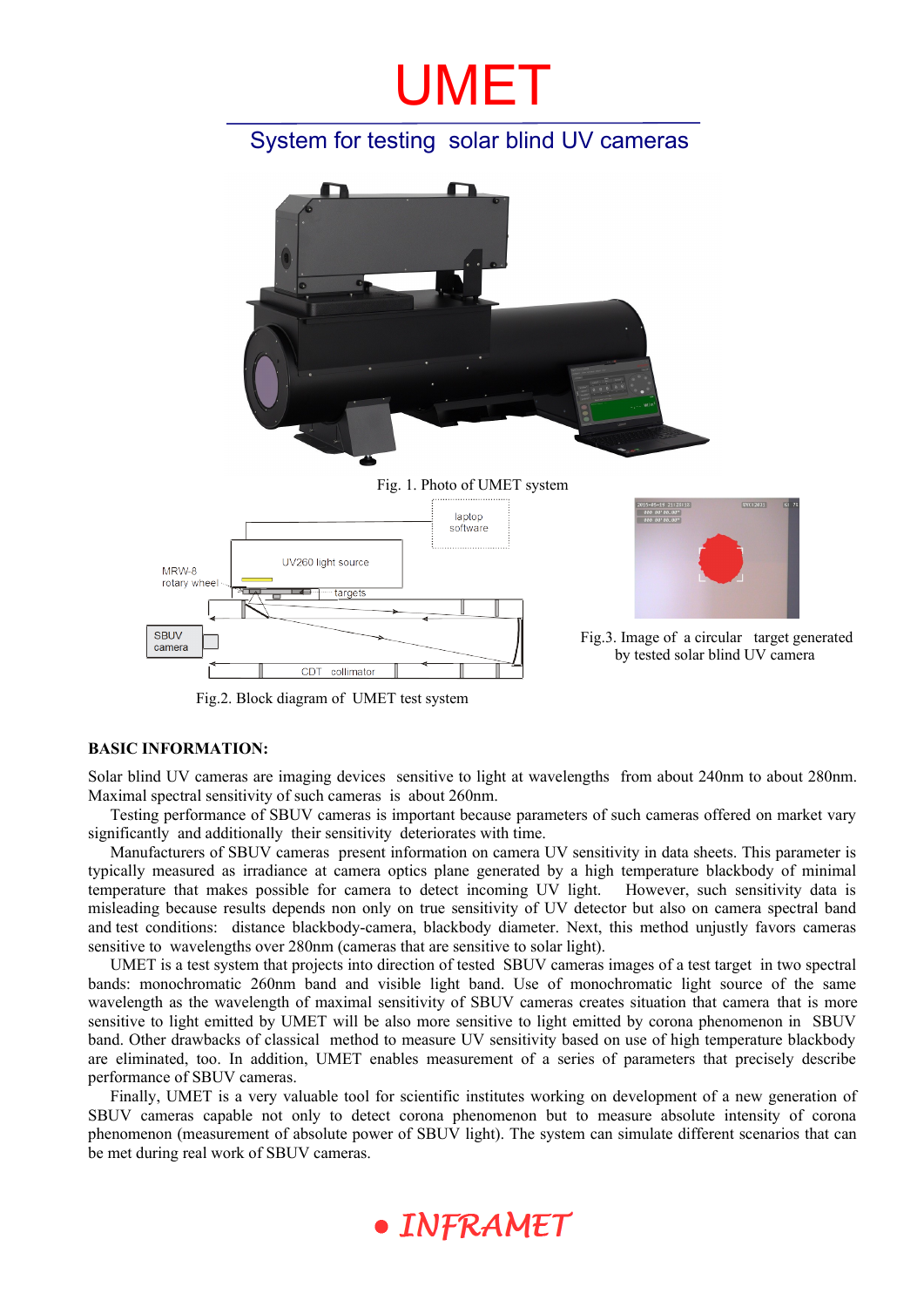# UMET

## System for testing solar blind UV cameras

Fig. 1. Photo of UMET system

Fig.2. Block diagram of UMET test system

Fig.3. Image of a circular target generated by tested solar blind UV camera

**BASIC INFORMATION:**

Solar blind UV cameras are imaging devices sensitive to light at wavelengths from about 240nm to about 280nm. Maximal spectral sensitivity of such cameras is about 260nm.

Testing performance of SBUV cameras is important because parameters of such cameras offered on market vary significantly and additionally their sensitivity deteriorates with time.

Manufacturers of SBUV cameras present information on camera UV sensitivity in data sheets. This parameter is typically measured as irradiance at camera optics plane generated by a high temperature blackbody of minimal temperature that makes possible for camera to detect incoming UV light. However, such sensitivity data is misleading because results depends non only on true sensitivity of UV detector but also on camera spectral band and test conditions: distance blackbody-camera, blackbody diameter. Next, this method unjustly favors cameras sensitive to wavelengths over 280nm (cameras that are sensitive to solar light).

UMET is a test system that projects into direction of tested SBUV cameras images of a test target in two spectral bands: monochromatic 260nm band and visible light band. Use of monochromatic light source of the same wavelength as the wavelength of maximal sensitivity of SBUV cameras creates situation that camera that is more sensitive to light emitted by UMET will be also more sensitive to light emitted by corona phenomenon in SBUV band. Other drawbacks of classical method to measure UV sensitivity based on use of high temperature blackbody are eliminated, too. In addition, UMET enables measurement of a series of parameters that precisely describe performance of SBUV cameras.

Finally, UMET is a very valuable tool for scientific institutes working on development of a new generation of SBUV cameras capable not only to detect corona phenomenon but to measure absolute intensity of corona phenomenon (measurement of absolute power of SBUV light). The system can simulate different scenarios that can be met during real work of SBUV cameras.

INFRAMET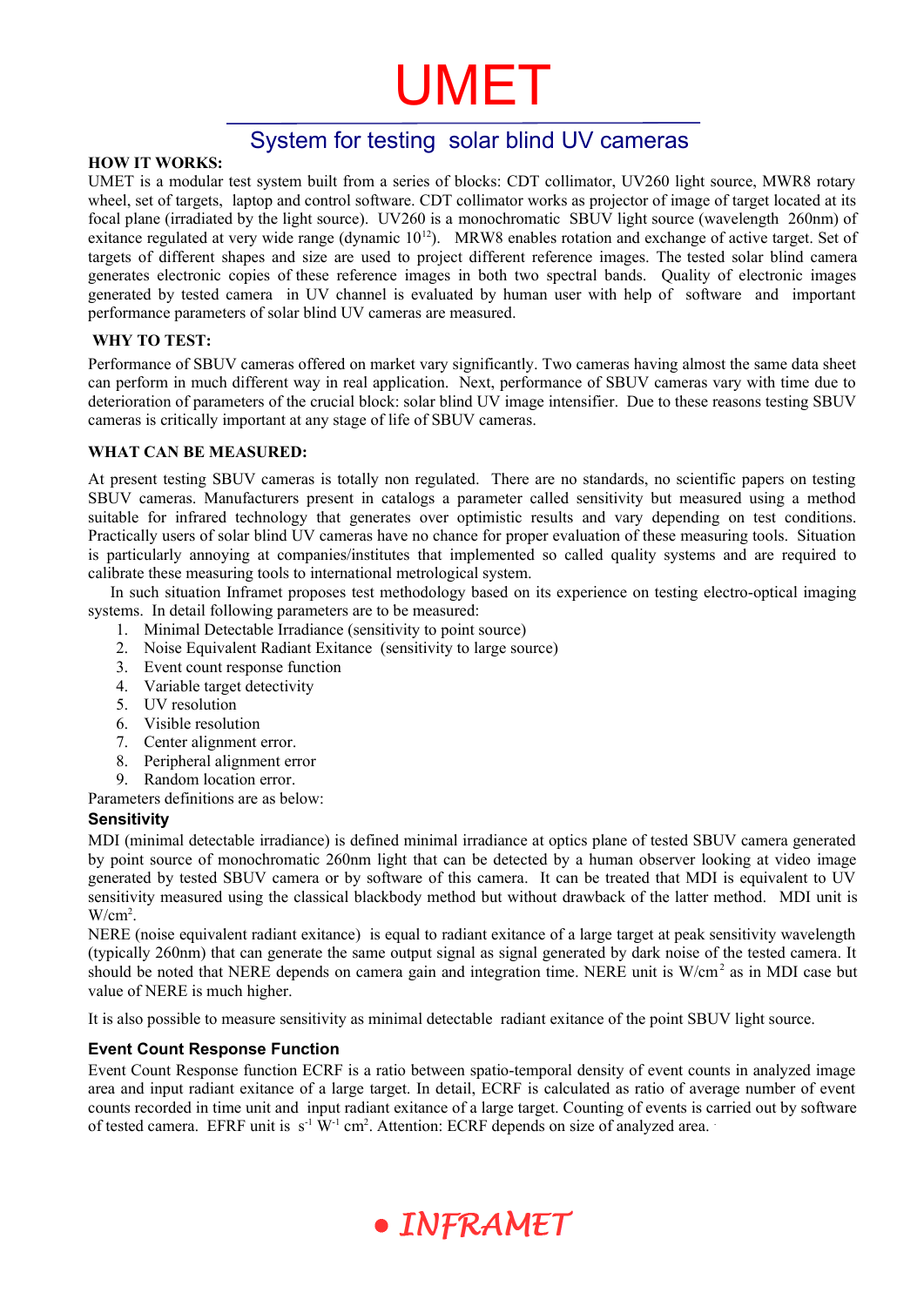# UMET

## System for testing solar blind UV cameras

**HOW IT WORKS:**

UMET is a modular test system built from a series of blocks: CDT collimator, UV260 light source, MWR8 rotary wheel, set of targets, laptop and control software. CDT collimator works as projector of image of target located at its focal plane (irradiated by the light source). UV260 is a monochromatic SBUV light source (wavelength 260nm) of exitance regulated at very wide range (dynamic $10^{12}$). MRW8 enables rotation and exchange of active target. Set of targets of different shapes and size are used to project different reference images. The tested solar blind camera generates electronic copies of these reference images in both two spectral bands. Quality of electronic images generated by tested camera in UV channel is evaluated by human user with help of software and important performance parameters of solar blind UV cameras are measured.

**WHY TO TEST:**

Performance of SBUV cameras offered on market vary significantly. Two cameras having almost the same data sheet can perform in much different way in real application. Next, performance of SBUV cameras vary with time due to deterioration of parameters of the crucial block: solar blind UV image intensifier. Due to these reasons testing SBUV cameras is critically important at any stage of life of SBUV cameras.

**WHAT CAN BE MEASURED:**

At present testing SBUV cameras is totally non regulated. There are no standards, no scientific papers on testing SBUV cameras. Manufacturers present in catalogs a parameter called sensitivity but measured using a method suitable for infrared technology that generates over optimistic results and vary depending on test conditions. Practically users of solar blind UV cameras have no chance for proper evaluation of these measuring tools. Situation is particularly annoying at companies/institutes that implemented so called quality systems and are required to calibrate these measuring tools to international metrological system.

In such situation Inframet proposes test methodology based on its experience on testing electro-optical imaging systems. In detail following parameters are to be measured:

1. Minimal Detectable Irradiance (sensitivity to point source)
2. Noise Equivalent Radiant Exitance (sensitivity to large source)
3. Event count response function
4. Variable target detectivity
5. UV resolution
6. Visible resolution
7. Center alignment error.
8. Peripheral alignment error
9. Random location error.

Parameters definitions are as below:

### Sensitivity

MDI (minimal detectable irradiance) is defined minimal irradiance at optics plane of tested SBUV camera generated by point source of monochromatic 260nm light that can be detected by a human observer looking at video image generated by tested SBUV camera or by software of this camera. It can be treated that MDI is equivalent to UV sensitivity measured using the classical blackbody method but without drawback of the latter method. MDI unit is $W/cm^2$.

NERE (noise equivalent radiant exitance) is equal to radiant exitance of a large target at peak sensitivity wavelength (typically 260nm) that can generate the same output signal as signal generated by dark noise of the tested camera. It should be noted that NERE depends on camera gain and integration time. NERE unit is $W/cm^2$ as in MDI case but value of NERE is much higher.

It is also possible to measure sensitivity as minimal detectable radiant exitance of the point SBUV light source.

### Event Count Response Function

Event Count Response function ECRF is a ratio between spatio-temporal density of event counts in analyzed image area and input radiant exitance of a large target. In detail, ECRF is calculated as ratio of average number of event counts recorded in time unit and input radiant exitance of a large target. Counting of events is carried out by software of tested camera. EFRF unit is $s^{-1}\ W^{-1}\ cm^2$. Attention: ECRF depends on size of analyzed area.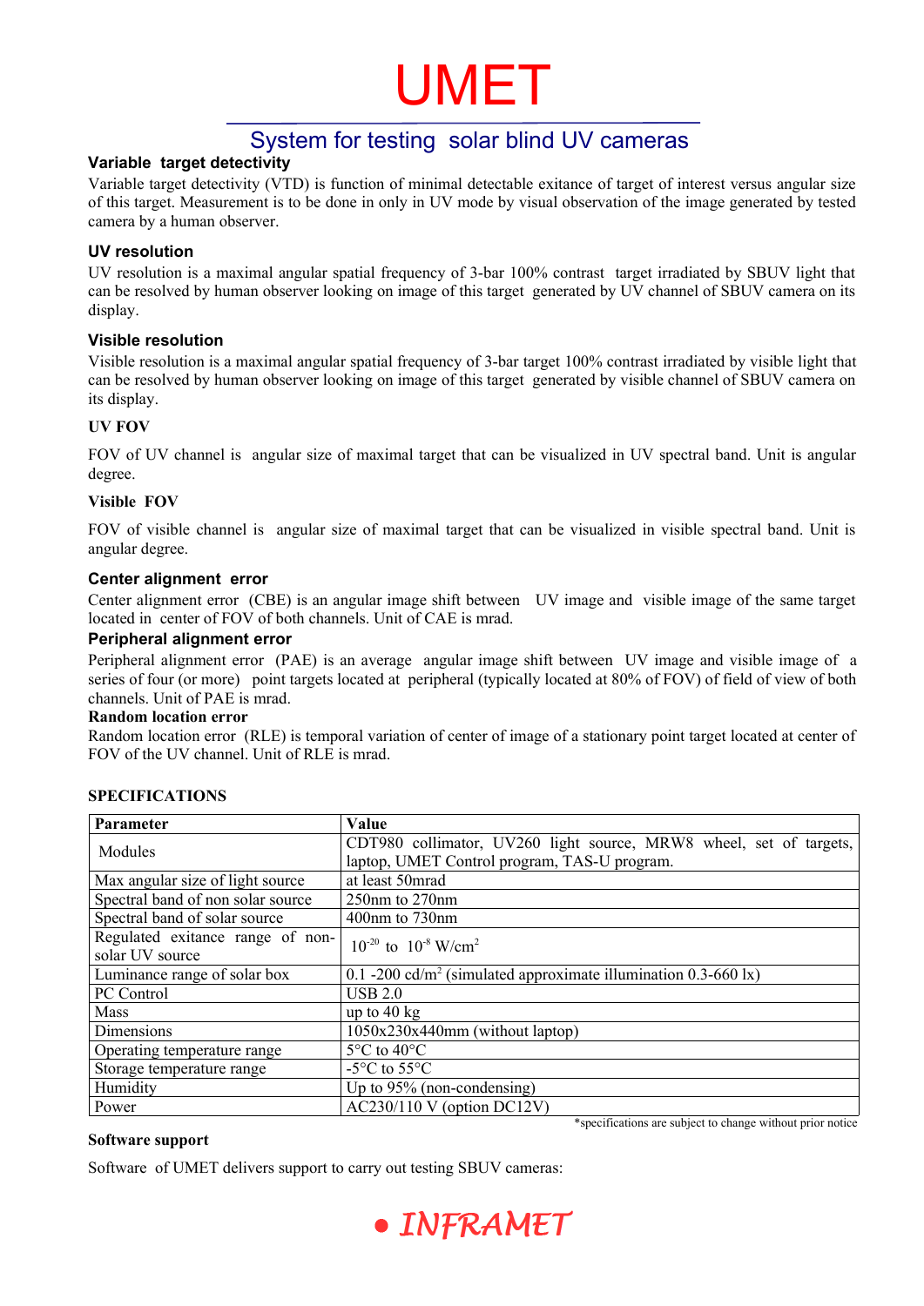# UMET

## System for testing solar blind UV cameras

### Variable target detectivity

Variable target detectivity (VTD) is function of minimal detectable exitance of target of interest versus angular size of this target. Measurement is to be done in only in UV mode by visual observation of the image generated by tested camera by a human observer.

### UV resolution

UV resolution is a maximal angular spatial frequency of 3-bar 100% contrast target irradiated by SBUV light that can be resolved by human observer looking on image of this target generated by UV channel of SBUV camera on its display.

### Visible resolution

Visible resolution is a maximal angular spatial frequency of 3-bar target 100% contrast irradiated by visible light that can be resolved by human observer looking on image of this target generated by visible channel of SBUV camera on its display.

### UV FOV

FOV of UV channel is angular size of maximal target that can be visualized in UV spectral band. Unit is angular degree.

### Visible FOV

FOV of visible channel is angular size of maximal target that can be visualized in visible spectral band. Unit is angular degree.

### Center alignment error

Center alignment error (CBE) is an angular image shift between UV image and visible image of the same target located in center of FOV of both channels. Unit of CAE is mrad.

### Peripheral alignment error

Peripheral alignment error (PAE) is an average angular image shift between UV image and visible image of a series of four (or more) point targets located at peripheral (typically located at 80% of FOV) of field of view of both channels. Unit of PAE is mrad.

### Random location error

Random location error (RLE) is temporal variation of center of image of a stationary point target located at center of FOV of the UV channel. Unit of RLE is mrad.

### SPECIFICATIONS

| Parameter | Value |
|---|---|
| Modules | CDT980 collimator, UV260 light source, MRW8 wheel, set of targets, laptop, UMET Control program, TAS-U program. |
| Max angular size of light source | at least 50mrad |
| Spectral band of non solar source | 250nm to 270nm |
| Spectral band of solar source | 400nm to 730nm |
| Regulated exitance range of non-solar UV source | $10^{-20}$ to $10^{-8}$ W/cm$^2$ |
| Luminance range of solar box | 0.1 -200 cd/m$^2$ (simulated approximate illumination 0.3-660 lx) |
| PC Control | USB 2.0 |
| Mass | up to 40 kg |
| Dimensions | 1050x230x440mm (without laptop) |
| Operating temperature range | 5°C to 40°C |
| Storage temperature range | -5°C to 55°C |
| Humidity | Up to 95% (non-condensing) |
| Power | AC230/110 V (option DC12V) |

*specifications are subject to change without prior notice

### Software support

Software of UMET delivers support to carry out testing SBUV cameras: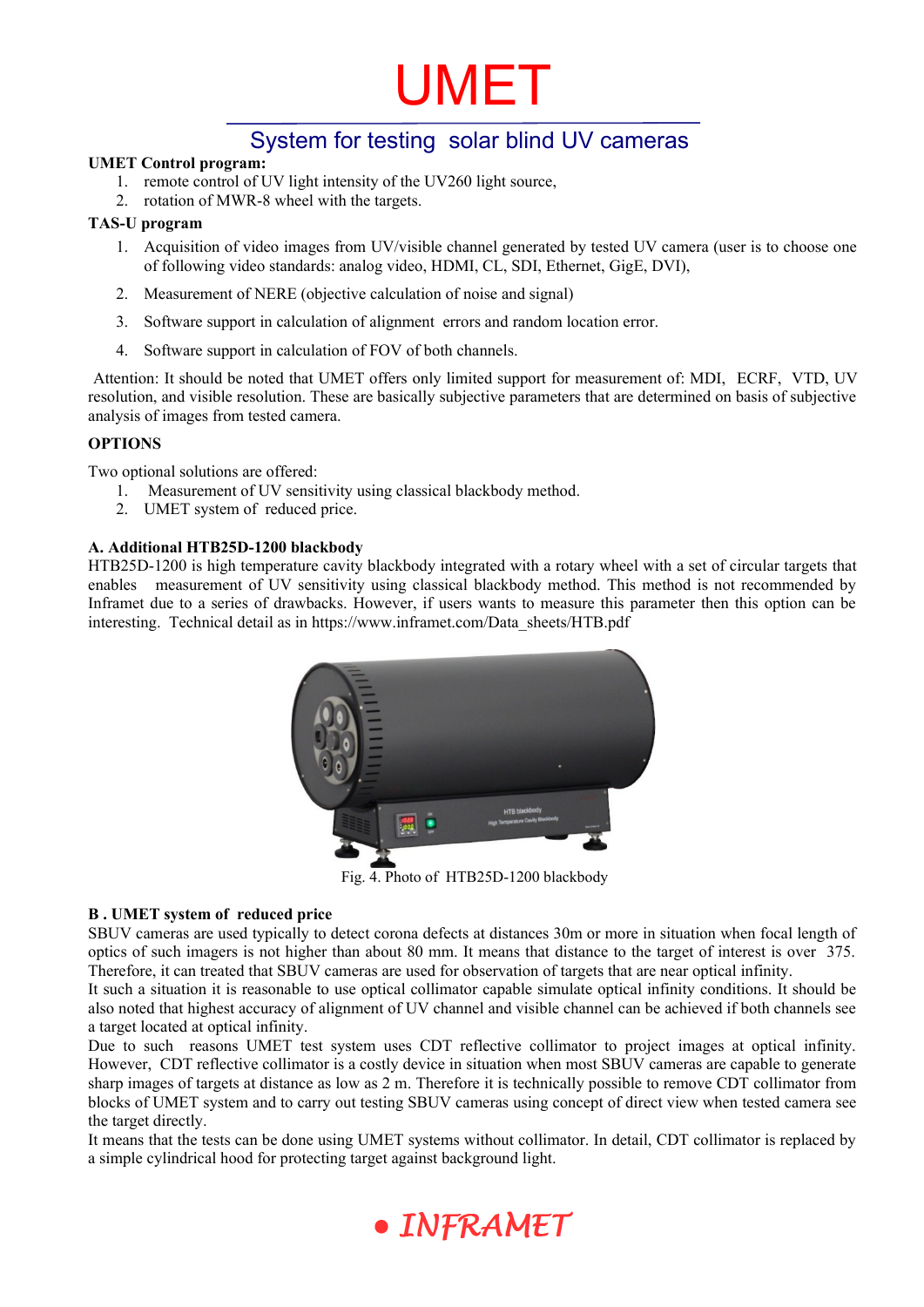# UMET

## System for testing solar blind UV cameras

**UMET Control program:**

1. remote control of UV light intensity of the UV260 light source,
2. rotation of MWR-8 wheel with the targets.

**TAS-U program**

1. Acquisition of video images from UV/visible channel generated by tested UV camera (user is to choose one of following video standards: analog video, HDMI, CL, SDI, Ethernet, GigE, DVI),
2. Measurement of NERE (objective calculation of noise and signal)
3. Software support in calculation of alignment errors and random location error.
4. Software support in calculation of FOV of both channels.

Attention: It should be noted that UMET offers only limited support for measurement of: MDI, ECRF, VTD, UV resolution, and visible resolution. These are basically subjective parameters that are determined on basis of subjective analysis of images from tested camera.

**OPTIONS**

Two optional solutions are offered:

1. Measurement of UV sensitivity using classical blackbody method.
2. UMET system of reduced price.

**A. Additional HTB25D-1200 blackbody**

HTB25D-1200 is high temperature cavity blackbody integrated with a rotary wheel with a set of circular targets that enables measurement of UV sensitivity using classical blackbody method. This method is not recommended by Inframet due to a series of drawbacks. However, if users wants to measure this parameter then this option can be interesting. Technical detail as in https://www.inframet.com/Data_sheets/HTB.pdf

Fig. 4. Photo of HTB25D-1200 blackbody

**B . UMET system of reduced price**

SBUV cameras are used typically to detect corona defects at distances 30m or more in situation when focal length of optics of such imagers is not higher than about 80 mm. It means that distance to the target of interest is over 375. Therefore, it can treated that SBUV cameras are used for observation of targets that are near optical infinity.

It such a situation it is reasonable to use optical collimator capable simulate optical infinity conditions. It should be also noted that highest accuracy of alignment of UV channel and visible channel can be achieved if both channels see a target located at optical infinity.

Due to such reasons UMET test system uses CDT reflective collimator to project images at optical infinity. However, CDT reflective collimator is a costly device in situation when most SBUV cameras are capable to generate sharp images of targets at distance as low as 2 m. Therefore it is technically possible to remove CDT collimator from blocks of UMET system and to carry out testing SBUV cameras using concept of direct view when tested camera see the target directly.

It means that the tests can be done using UMET systems without collimator. In detail, CDT collimator is replaced by a simple cylindrical hood for protecting target against background light.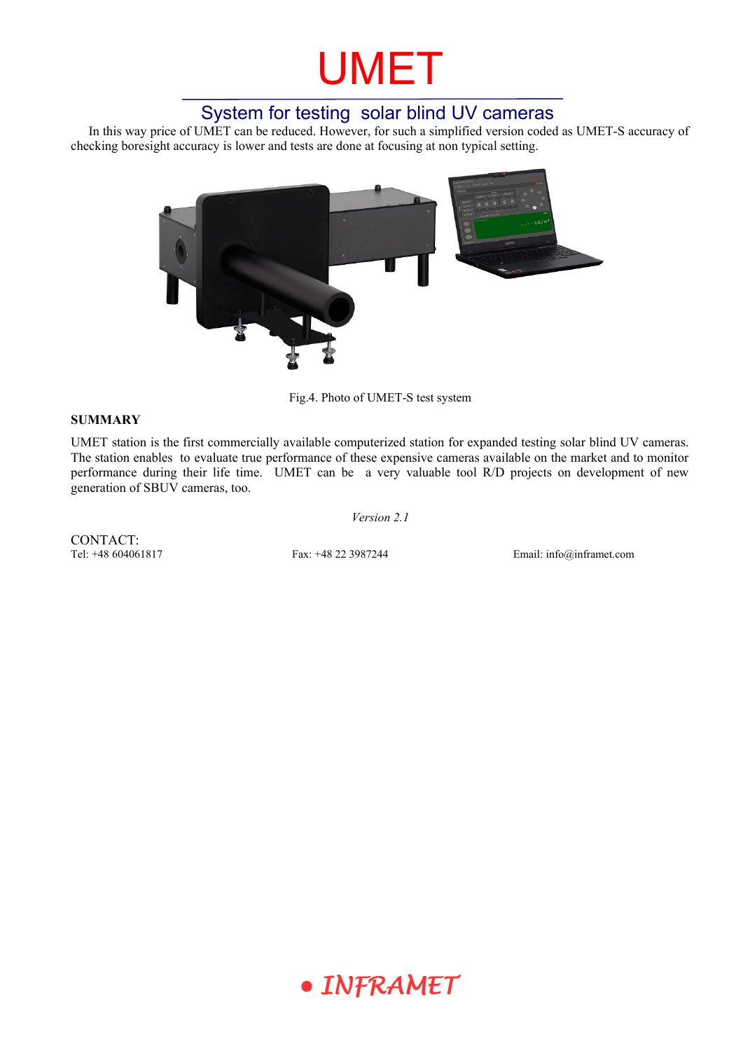In this way price of UMET can be reduced. However, for such a simplified version coded as UMET-S accuracy of checking boresight accuracy is lower and tests are done at focusing at non typical setting.

Fig.4. Photo of UMET-S test system

**SUMMARY**

UMET station is the first commercially available computerized station for expanded testing solar blind UV cameras. The station enables to evaluate true performance of these expensive cameras available on the market and to monitor performance during their life time. UMET can be a very valuable tool R/D projects on development of new generation of SBUV cameras, too.

*Version 2.1*

CONTACT:
Tel: +48 604061817 Fax: +48 22 3987244 Email: info@inframet.com